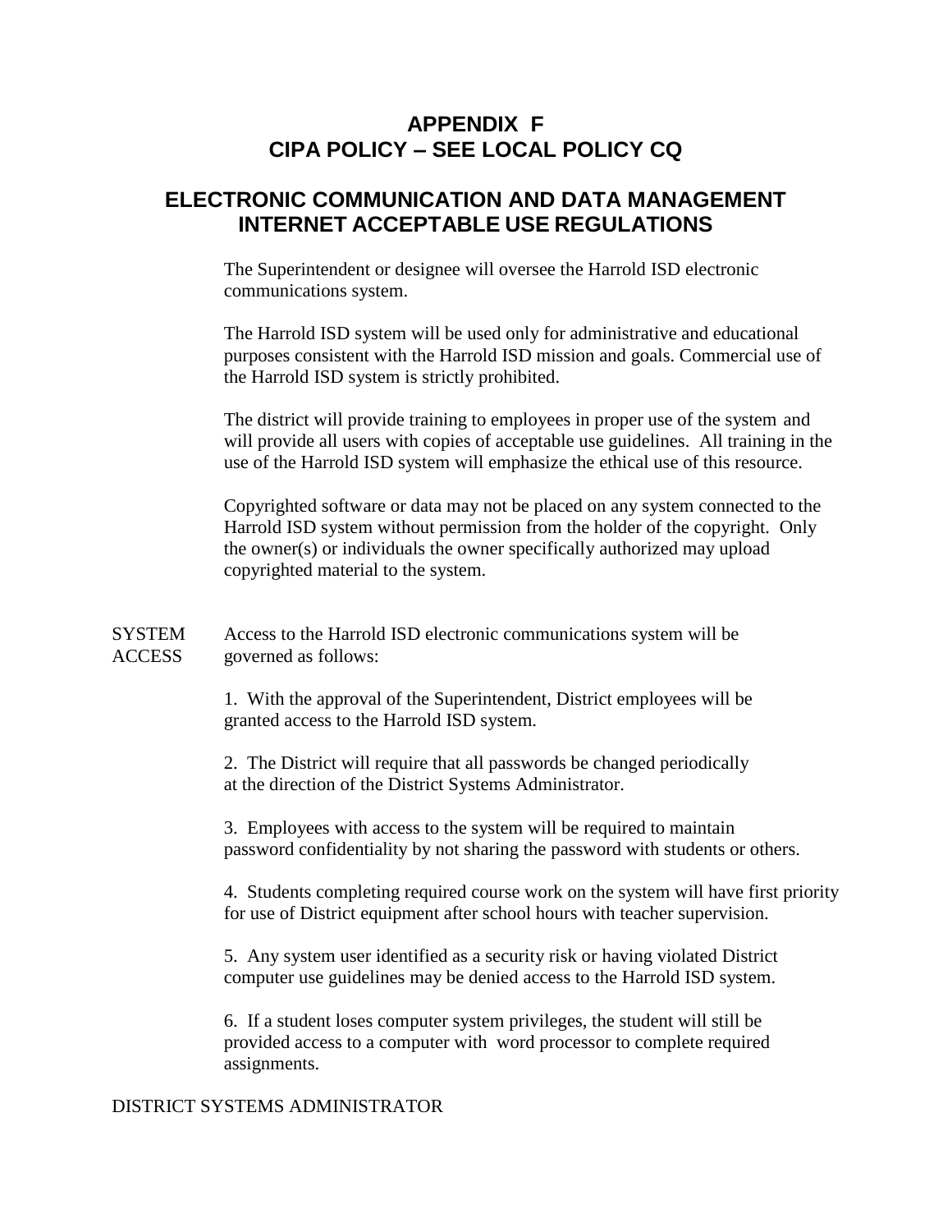# APPENDIX F
# CIPA POLICY – SEE LOCAL POLICY CQ

## ELECTRONIC COMMUNICATION AND DATA MANAGEMENT INTERNET ACCEPTABLE USE REGULATIONS

The Superintendent or designee will oversee the Harrold ISD electronic communications system.

The Harrold ISD system will be used only for administrative and educational purposes consistent with the Harrold ISD mission and goals. Commercial use of the Harrold ISD system is strictly prohibited.

The district will provide training to employees in proper use of the system and will provide all users with copies of acceptable use guidelines. All training in the use of the Harrold ISD system will emphasize the ethical use of this resource.

Copyrighted software or data may not be placed on any system connected to the Harrold ISD system without permission from the holder of the copyright. Only the owner(s) or individuals the owner specifically authorized may upload copyrighted material to the system.

**SYSTEM ACCESS**

Access to the Harrold ISD electronic communications system will be governed as follows:

1. With the approval of the Superintendent, District employees will be granted access to the Harrold ISD system.

2. The District will require that all passwords be changed periodically at the direction of the District Systems Administrator.

3. Employees with access to the system will be required to maintain password confidentiality by not sharing the password with students or others.

4. Students completing required course work on the system will have first priority for use of District equipment after school hours with teacher supervision.

5. Any system user identified as a security risk or having violated District computer use guidelines may be denied access to the Harrold ISD system.

6. If a student loses computer system privileges, the student will still be provided access to a computer with word processor to complete required assignments.

**DISTRICT SYSTEMS ADMINISTRATOR**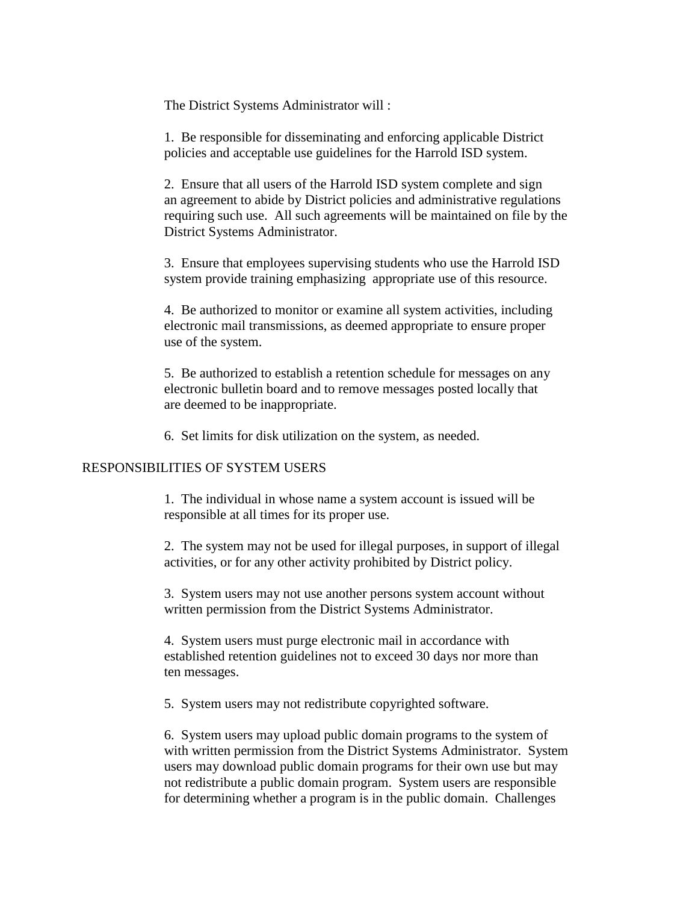The District Systems Administrator will :

1. Be responsible for disseminating and enforcing applicable District policies and acceptable use guidelines for the Harrold ISD system.

2. Ensure that all users of the Harrold ISD system complete and sign an agreement to abide by District policies and administrative regulations requiring such use. All such agreements will be maintained on file by the District Systems Administrator.

3. Ensure that employees supervising students who use the Harrold ISD system provide training emphasizing appropriate use of this resource.

4. Be authorized to monitor or examine all system activities, including electronic mail transmissions, as deemed appropriate to ensure proper use of the system.

5. Be authorized to establish a retention schedule for messages on any electronic bulletin board and to remove messages posted locally that are deemed to be inappropriate.

6. Set limits for disk utilization on the system, as needed.

## RESPONSIBILITIES OF SYSTEM USERS

1. The individual in whose name a system account is issued will be responsible at all times for its proper use.

2. The system may not be used for illegal purposes, in support of illegal activities, or for any other activity prohibited by District policy.

3. System users may not use another persons system account without written permission from the District Systems Administrator.

4. System users must purge electronic mail in accordance with established retention guidelines not to exceed 30 days nor more than ten messages.

5. System users may not redistribute copyrighted software.

6. System users may upload public domain programs to the system of with written permission from the District Systems Administrator. System users may download public domain programs for their own use but may not redistribute a public domain program. System users are responsible for determining whether a program is in the public domain. Challenges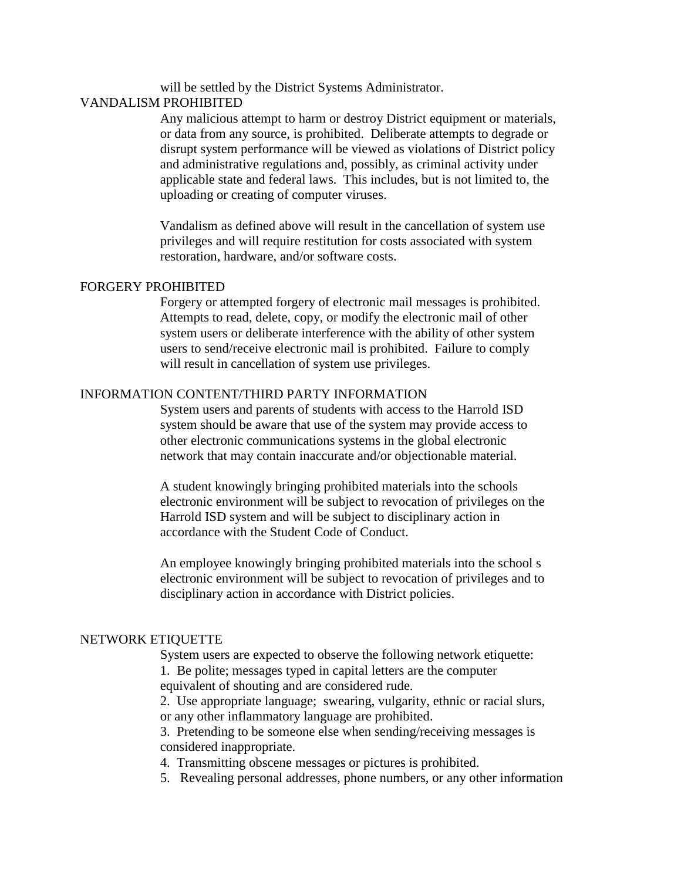will be settled by the District Systems Administrator.

## VANDALISM PROHIBITED

Any malicious attempt to harm or destroy District equipment or materials, or data from any source, is prohibited. Deliberate attempts to degrade or disrupt system performance will be viewed as violations of District policy and administrative regulations and, possibly, as criminal activity under applicable state and federal laws. This includes, but is not limited to, the uploading or creating of computer viruses.

Vandalism as defined above will result in the cancellation of system use privileges and will require restitution for costs associated with system restoration, hardware, and/or software costs.

## FORGERY PROHIBITED

Forgery or attempted forgery of electronic mail messages is prohibited. Attempts to read, delete, copy, or modify the electronic mail of other system users or deliberate interference with the ability of other system users to send/receive electronic mail is prohibited. Failure to comply will result in cancellation of system use privileges.

## INFORMATION CONTENT/THIRD PARTY INFORMATION

System users and parents of students with access to the Harrold ISD system should be aware that use of the system may provide access to other electronic communications systems in the global electronic network that may contain inaccurate and/or objectionable material.

A student knowingly bringing prohibited materials into the schools electronic environment will be subject to revocation of privileges on the Harrold ISD system and will be subject to disciplinary action in accordance with the Student Code of Conduct.

An employee knowingly bringing prohibited materials into the school s electronic environment will be subject to revocation of privileges and to disciplinary action in accordance with District policies.

## NETWORK ETIQUETTE

System users are expected to observe the following network etiquette:

1. Be polite; messages typed in capital letters are the computer equivalent of shouting and are considered rude.
2. Use appropriate language; swearing, vulgarity, ethnic or racial slurs, or any other inflammatory language are prohibited.
3. Pretending to be someone else when sending/receiving messages is considered inappropriate.
4. Transmitting obscene messages or pictures is prohibited.
5. Revealing personal addresses, phone numbers, or any other information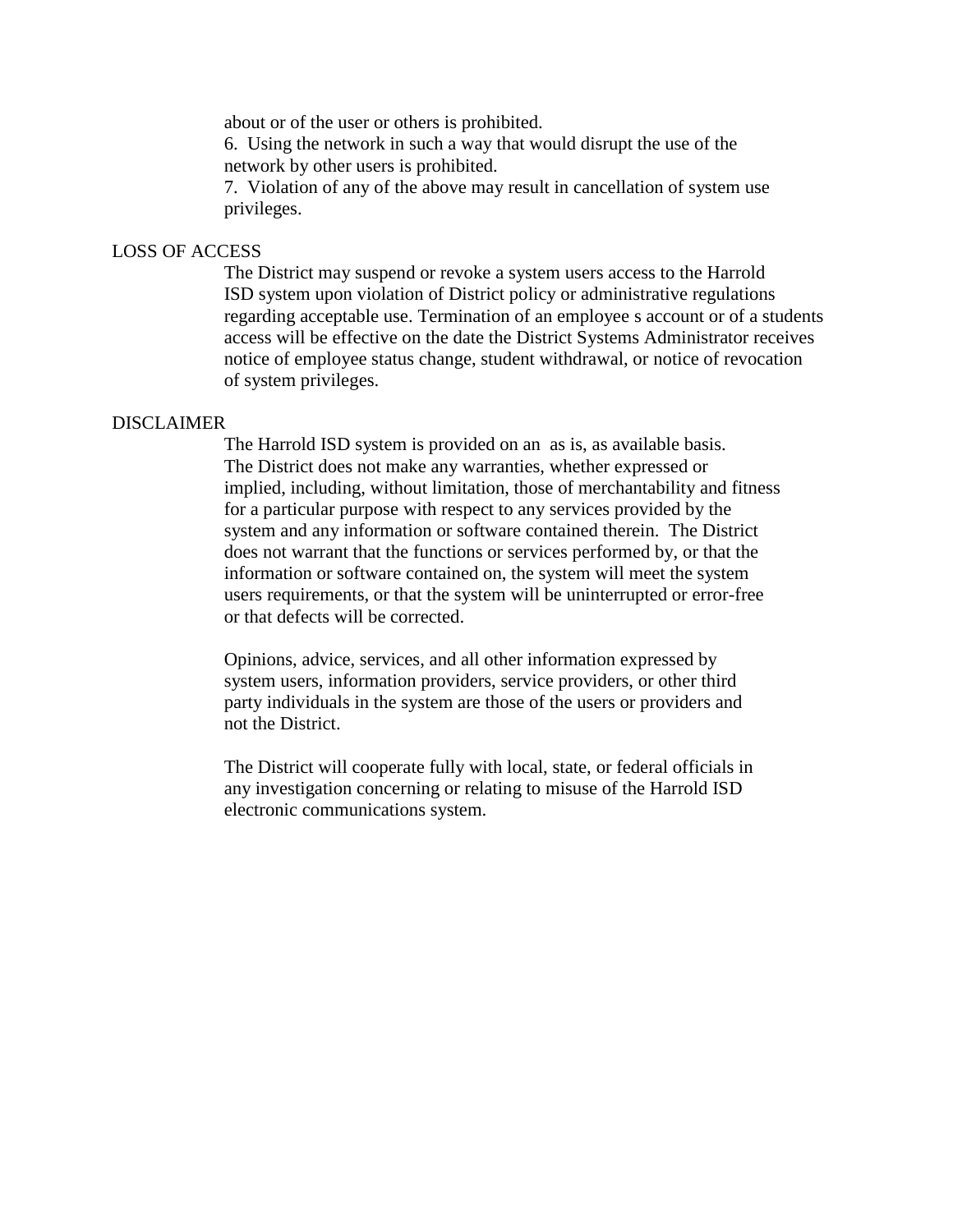about or of the user or others is prohibited.

6. Using the network in such a way that would disrupt the use of the network by other users is prohibited.

7. Violation of any of the above may result in cancellation of system use privileges.

LOSS OF ACCESS

The District may suspend or revoke a system users access to the Harrold ISD system upon violation of District policy or administrative regulations regarding acceptable use. Termination of an employee s account or of a students access will be effective on the date the District Systems Administrator receives notice of employee status change, student withdrawal, or notice of revocation of system privileges.

DISCLAIMER

The Harrold ISD system is provided on an as is, as available basis. The District does not make any warranties, whether expressed or implied, including, without limitation, those of merchantability and fitness for a particular purpose with respect to any services provided by the system and any information or software contained therein. The District does not warrant that the functions or services performed by, or that the information or software contained on, the system will meet the system users requirements, or that the system will be uninterrupted or error-free or that defects will be corrected.

Opinions, advice, services, and all other information expressed by system users, information providers, service providers, or other third party individuals in the system are those of the users or providers and not the District.

The District will cooperate fully with local, state, or federal officials in any investigation concerning or relating to misuse of the Harrold ISD electronic communications system.